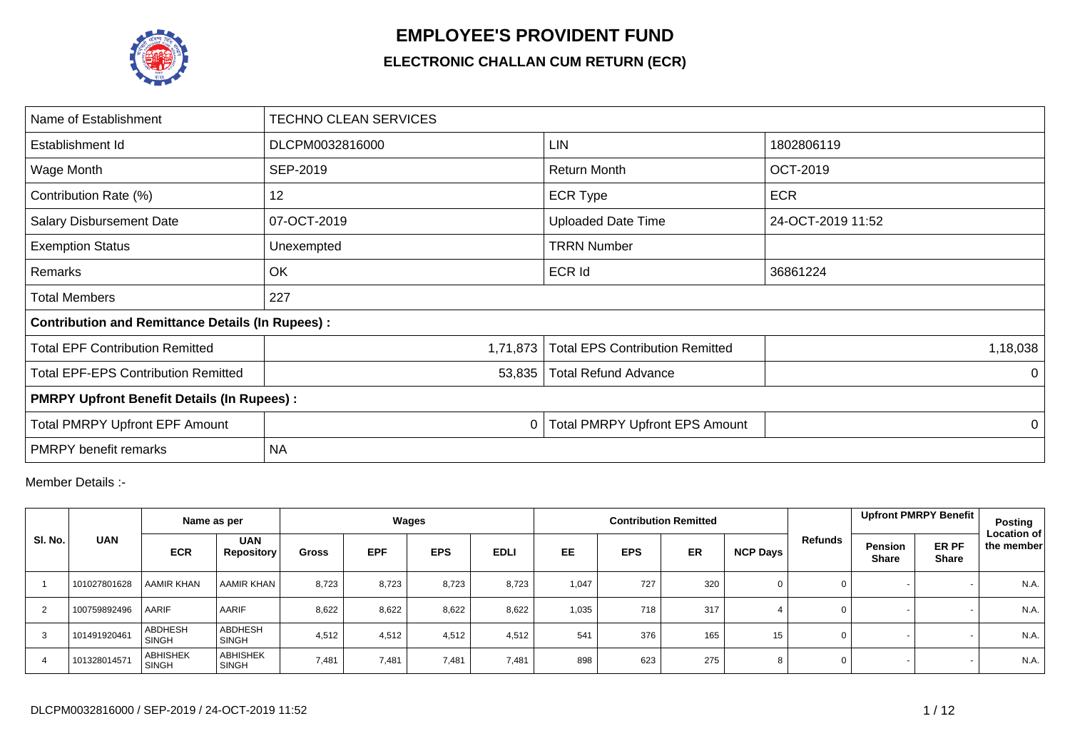# EMPLOYEE'S PROVIDENT FUND

## ELECTRONIC CHALLAN CUM RETURN (ECR)

| Name of Establishment | TECHNO CLEAN SERVICES | | |
|---|---|---|---|
| Establishment Id | DLCPM0032816000 | LIN | 1802806119 |
| Wage Month | SEP-2019 | Return Month | OCT-2019 |
| Contribution Rate (%) | 12 | ECR Type | ECR |
| Salary Disbursement Date | 07-OCT-2019 | Uploaded Date Time | 24-OCT-2019 11:52 |
| Exemption Status | Unexempted | TRRN Number | |
| Remarks | OK | ECR Id | 36861224 |
| Total Members | 227 | | |
| **Contribution and Remittance Details (In Rupees) :** | | | |
| Total EPF Contribution Remitted | 1,71,873 | Total EPS Contribution Remitted | 1,18,038 |
| Total EPF-EPS Contribution Remitted | 53,835 | Total Refund Advance | 0 |
| **PMRPY Upfront Benefit Details (In Rupees) :** | | | |
| Total PMRPY Upfront EPF Amount | 0 | Total PMRPY Upfront EPS Amount | 0 |
| PMRPY benefit remarks | NA | | |

Member Details :-

| Sl. No. | UAN | Name as per | | Wages | | | | Contribution Remitted | | | | Refunds | Upfront PMRPY Benefit | | Posting Location of the member |
|---|---|---|---|---|---|---|---|---|---|---|---|---|---|---|---|
| | | ECR | UAN Repository | Gross | EPF | EPS | EDLI | EE | EPS | ER | NCP Days | | Pension Share | ER PF Share | |
| 1 | 101027801628 | AAMIR KHAN | AAMIR KHAN | 8,723 | 8,723 | 8,723 | 8,723 | 1,047 | 727 | 320 | 0 | 0 | - | - | N.A. |
| 2 | 100759892496 | AARIF | AARIF | 8,622 | 8,622 | 8,622 | 8,622 | 1,035 | 718 | 317 | 4 | 0 | - | - | N.A. |
| 3 | 101491920461 | ABDHESH SINGH | ABDHESH SINGH | 4,512 | 4,512 | 4,512 | 4,512 | 541 | 376 | 165 | 15 | 0 | - | - | N.A. |
| 4 | 101328014571 | ABHISHEK SINGH | ABHISHEK SINGH | 7,481 | 7,481 | 7,481 | 7,481 | 898 | 623 | 275 | 8 | 0 | - | - | N.A. |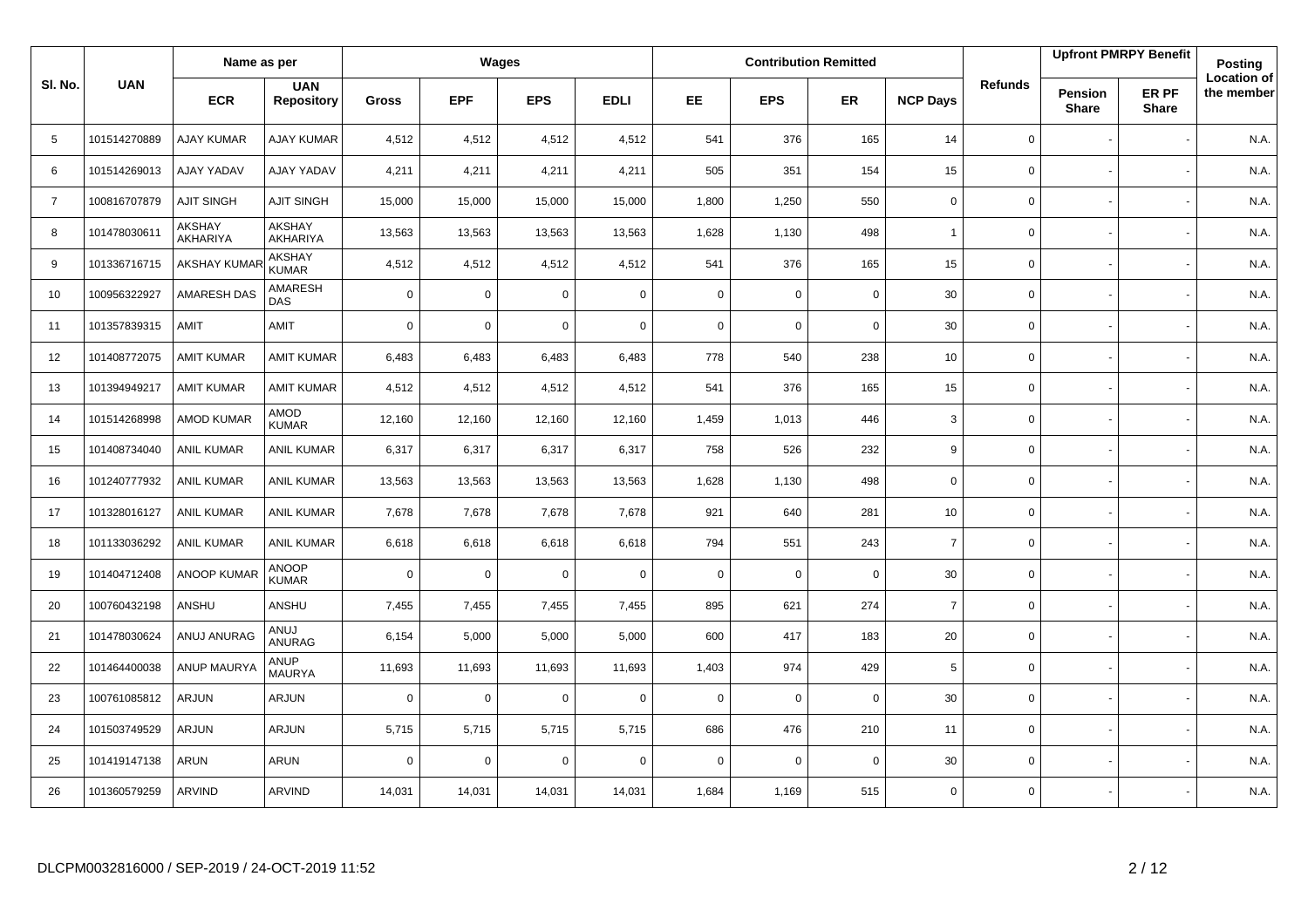| Sl. No. | UAN | Name as per | | Wages | | | | Contribution Remitted | | | | Refunds | Upfront PMRPY Benefit | | Posting Location of the member |
|---|---|---|---|---|---|---|---|---|---|---|---|---|---|---|---|
| | | ECR | UAN Repository | Gross | EPF | EPS | EDLI | EE | EPS | ER | NCP Days | | Pension Share | ER PF Share | |
| 5 | 101514270889 | AJAY KUMAR | AJAY KUMAR | 4,512 | 4,512 | 4,512 | 4,512 | 541 | 376 | 165 | 14 | 0 | - | - | N.A. |
| 6 | 101514269013 | AJAY YADAV | AJAY YADAV | 4,211 | 4,211 | 4,211 | 4,211 | 505 | 351 | 154 | 15 | 0 | - | - | N.A. |
| 7 | 100816707879 | AJIT SINGH | AJIT SINGH | 15,000 | 15,000 | 15,000 | 15,000 | 1,800 | 1,250 | 550 | 0 | 0 | - | - | N.A. |
| 8 | 101478030611 | AKSHAY AKHARIYA | AKSHAY AKHARIYA | 13,563 | 13,563 | 13,563 | 13,563 | 1,628 | 1,130 | 498 | 1 | 0 | - | - | N.A. |
| 9 | 101336716715 | AKSHAY KUMAR | AKSHAY KUMAR | 4,512 | 4,512 | 4,512 | 4,512 | 541 | 376 | 165 | 15 | 0 | - | - | N.A. |
| 10 | 100956322927 | AMARESH DAS | AMARESH DAS | 0 | 0 | 0 | 0 | 0 | 0 | 0 | 30 | 0 | - | - | N.A. |
| 11 | 101357839315 | AMIT | AMIT | 0 | 0 | 0 | 0 | 0 | 0 | 0 | 30 | 0 | - | - | N.A. |
| 12 | 101408772075 | AMIT KUMAR | AMIT KUMAR | 6,483 | 6,483 | 6,483 | 6,483 | 778 | 540 | 238 | 10 | 0 | - | - | N.A. |
| 13 | 101394949217 | AMIT KUMAR | AMIT KUMAR | 4,512 | 4,512 | 4,512 | 4,512 | 541 | 376 | 165 | 15 | 0 | - | - | N.A. |
| 14 | 101514268998 | AMOD KUMAR | AMOD KUMAR | 12,160 | 12,160 | 12,160 | 12,160 | 1,459 | 1,013 | 446 | 3 | 0 | - | - | N.A. |
| 15 | 101408734040 | ANIL KUMAR | ANIL KUMAR | 6,317 | 6,317 | 6,317 | 6,317 | 758 | 526 | 232 | 9 | 0 | - | - | N.A. |
| 16 | 101240777932 | ANIL KUMAR | ANIL KUMAR | 13,563 | 13,563 | 13,563 | 13,563 | 1,628 | 1,130 | 498 | 0 | 0 | - | - | N.A. |
| 17 | 101328016127 | ANIL KUMAR | ANIL KUMAR | 7,678 | 7,678 | 7,678 | 7,678 | 921 | 640 | 281 | 10 | 0 | - | - | N.A. |
| 18 | 101133036292 | ANIL KUMAR | ANIL KUMAR | 6,618 | 6,618 | 6,618 | 6,618 | 794 | 551 | 243 | 7 | 0 | - | - | N.A. |
| 19 | 101404712408 | ANOOP KUMAR | ANOOP KUMAR | 0 | 0 | 0 | 0 | 0 | 0 | 0 | 30 | 0 | - | - | N.A. |
| 20 | 100760432198 | ANSHU | ANSHU | 7,455 | 7,455 | 7,455 | 7,455 | 895 | 621 | 274 | 7 | 0 | - | - | N.A. |
| 21 | 101478030624 | ANUJ ANURAG | ANUJ ANURAG | 6,154 | 5,000 | 5,000 | 5,000 | 600 | 417 | 183 | 20 | 0 | - | - | N.A. |
| 22 | 101464400038 | ANUP MAURYA | ANUP MAURYA | 11,693 | 11,693 | 11,693 | 11,693 | 1,403 | 974 | 429 | 5 | 0 | - | - | N.A. |
| 23 | 100761085812 | ARJUN | ARJUN | 0 | 0 | 0 | 0 | 0 | 0 | 0 | 30 | 0 | - | - | N.A. |
| 24 | 101503749529 | ARJUN | ARJUN | 5,715 | 5,715 | 5,715 | 5,715 | 686 | 476 | 210 | 11 | 0 | - | - | N.A. |
| 25 | 101419147138 | ARUN | ARUN | 0 | 0 | 0 | 0 | 0 | 0 | 0 | 30 | 0 | - | - | N.A. |
| 26 | 101360579259 | ARVIND | ARVIND | 14,031 | 14,031 | 14,031 | 14,031 | 1,684 | 1,169 | 515 | 0 | 0 | - | - | N.A. |

DLCPM0032816000 / SEP-2019 / 24-OCT-2019 11:52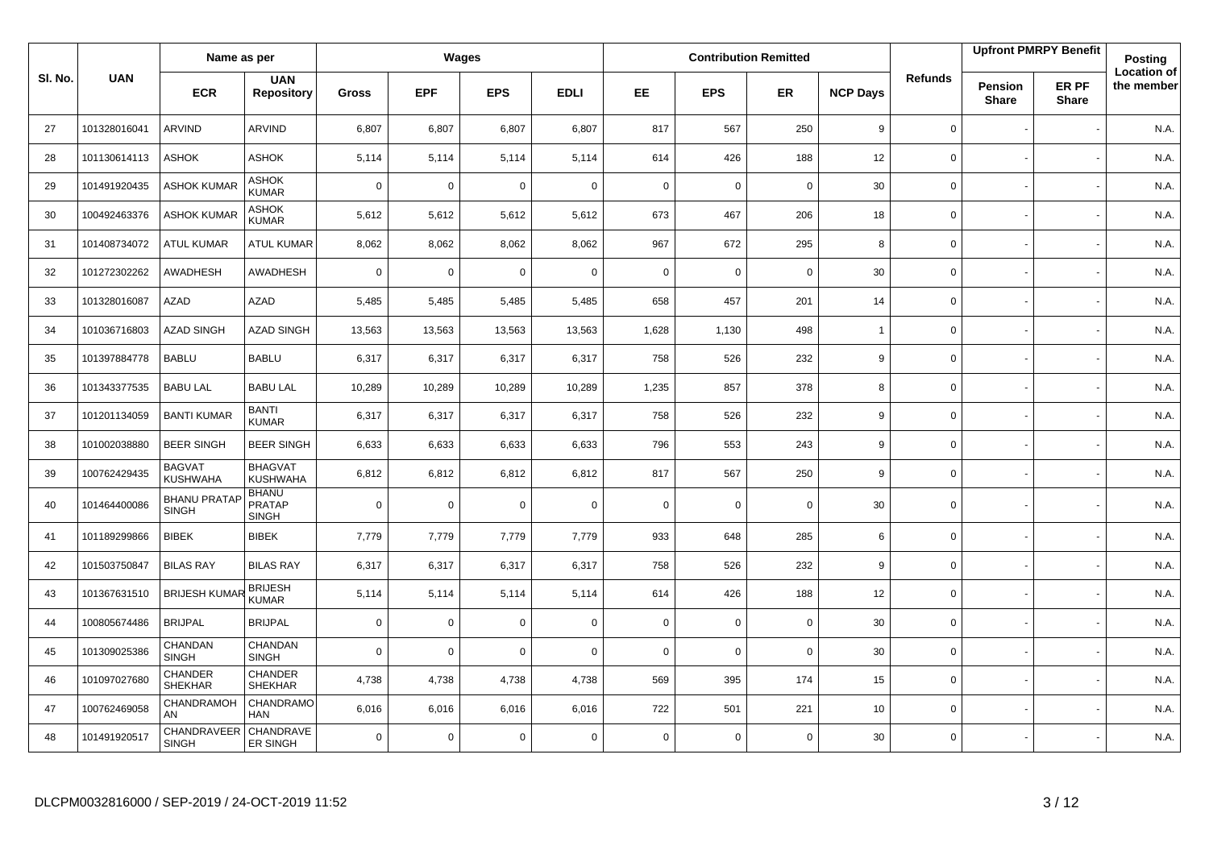| Sl. No. | UAN | Name as per | | Wages | | | | Contribution Remitted | | | | Refunds | Upfront PMRPY Benefit | | Posting Location of the member |
|---|---|---|---|---|---|---|---|---|---|---|---|---|---|---|---|
| | | ECR | UAN Repository | Gross | EPF | EPS | EDLI | EE | EPS | ER | NCP Days | | Pension Share | ER PF Share | |
| 27 | 101328016041 | ARVIND | ARVIND | 6,807 | 6,807 | 6,807 | 6,807 | 817 | 567 | 250 | 9 | 0 | - | - | N.A. |
| 28 | 101130614113 | ASHOK | ASHOK | 5,114 | 5,114 | 5,114 | 5,114 | 614 | 426 | 188 | 12 | 0 | - | - | N.A. |
| 29 | 101491920435 | ASHOK KUMAR | ASHOK KUMAR | 0 | 0 | 0 | 0 | 0 | 0 | 0 | 30 | 0 | - | - | N.A. |
| 30 | 100492463376 | ASHOK KUMAR | ASHOK KUMAR | 5,612 | 5,612 | 5,612 | 5,612 | 673 | 467 | 206 | 18 | 0 | - | - | N.A. |
| 31 | 101408734072 | ATUL KUMAR | ATUL KUMAR | 8,062 | 8,062 | 8,062 | 8,062 | 967 | 672 | 295 | 8 | 0 | - | - | N.A. |
| 32 | 101272302262 | AWADHESH | AWADHESH | 0 | 0 | 0 | 0 | 0 | 0 | 0 | 30 | 0 | - | - | N.A. |
| 33 | 101328016087 | AZAD | AZAD | 5,485 | 5,485 | 5,485 | 5,485 | 658 | 457 | 201 | 14 | 0 | - | - | N.A. |
| 34 | 101036716803 | AZAD SINGH | AZAD SINGH | 13,563 | 13,563 | 13,563 | 13,563 | 1,628 | 1,130 | 498 | 1 | 0 | - | - | N.A. |
| 35 | 101397884778 | BABLU | BABLU | 6,317 | 6,317 | 6,317 | 6,317 | 758 | 526 | 232 | 9 | 0 | - | - | N.A. |
| 36 | 101343377535 | BABU LAL | BABU LAL | 10,289 | 10,289 | 10,289 | 10,289 | 1,235 | 857 | 378 | 8 | 0 | - | - | N.A. |
| 37 | 101201134059 | BANTI KUMAR | BANTI KUMAR | 6,317 | 6,317 | 6,317 | 6,317 | 758 | 526 | 232 | 9 | 0 | - | - | N.A. |
| 38 | 101002038880 | BEER SINGH | BEER SINGH | 6,633 | 6,633 | 6,633 | 6,633 | 796 | 553 | 243 | 9 | 0 | - | - | N.A. |
| 39 | 100762429435 | BAGVAT KUSHWAHA | BHAGVAT KUSHWAHA | 6,812 | 6,812 | 6,812 | 6,812 | 817 | 567 | 250 | 9 | 0 | - | - | N.A. |
| 40 | 101464400086 | BHANU PRATAP SINGH | BHANU PRATAP SINGH | 0 | 0 | 0 | 0 | 0 | 0 | 0 | 30 | 0 | - | - | N.A. |
| 41 | 101189299866 | BIBEK | BIBEK | 7,779 | 7,779 | 7,779 | 7,779 | 933 | 648 | 285 | 6 | 0 | - | - | N.A. |
| 42 | 101503750847 | BILAS RAY | BILAS RAY | 6,317 | 6,317 | 6,317 | 6,317 | 758 | 526 | 232 | 9 | 0 | - | - | N.A. |
| 43 | 101367631510 | BRIJESH KUMAR | BRIJESH KUMAR | 5,114 | 5,114 | 5,114 | 5,114 | 614 | 426 | 188 | 12 | 0 | - | - | N.A. |
| 44 | 100805674486 | BRIJPAL | BRIJPAL | 0 | 0 | 0 | 0 | 0 | 0 | 0 | 30 | 0 | - | - | N.A. |
| 45 | 101309025386 | CHANDAN SINGH | CHANDAN SINGH | 0 | 0 | 0 | 0 | 0 | 0 | 0 | 30 | 0 | - | - | N.A. |
| 46 | 101097027680 | CHANDER SHEKHAR | CHANDER SHEKHAR | 4,738 | 4,738 | 4,738 | 4,738 | 569 | 395 | 174 | 15 | 0 | - | - | N.A. |
| 47 | 100762469058 | CHANDRAMOHAN | CHANDRAMOHAN | 6,016 | 6,016 | 6,016 | 6,016 | 722 | 501 | 221 | 10 | 0 | - | - | N.A. |
| 48 | 101491920517 | CHANDRAVEER SINGH | CHANDRAVEER SINGH | 0 | 0 | 0 | 0 | 0 | 0 | 0 | 30 | 0 | - | - | N.A. |

DLCPM0032816000 / SEP-2019 / 24-OCT-2019 11:52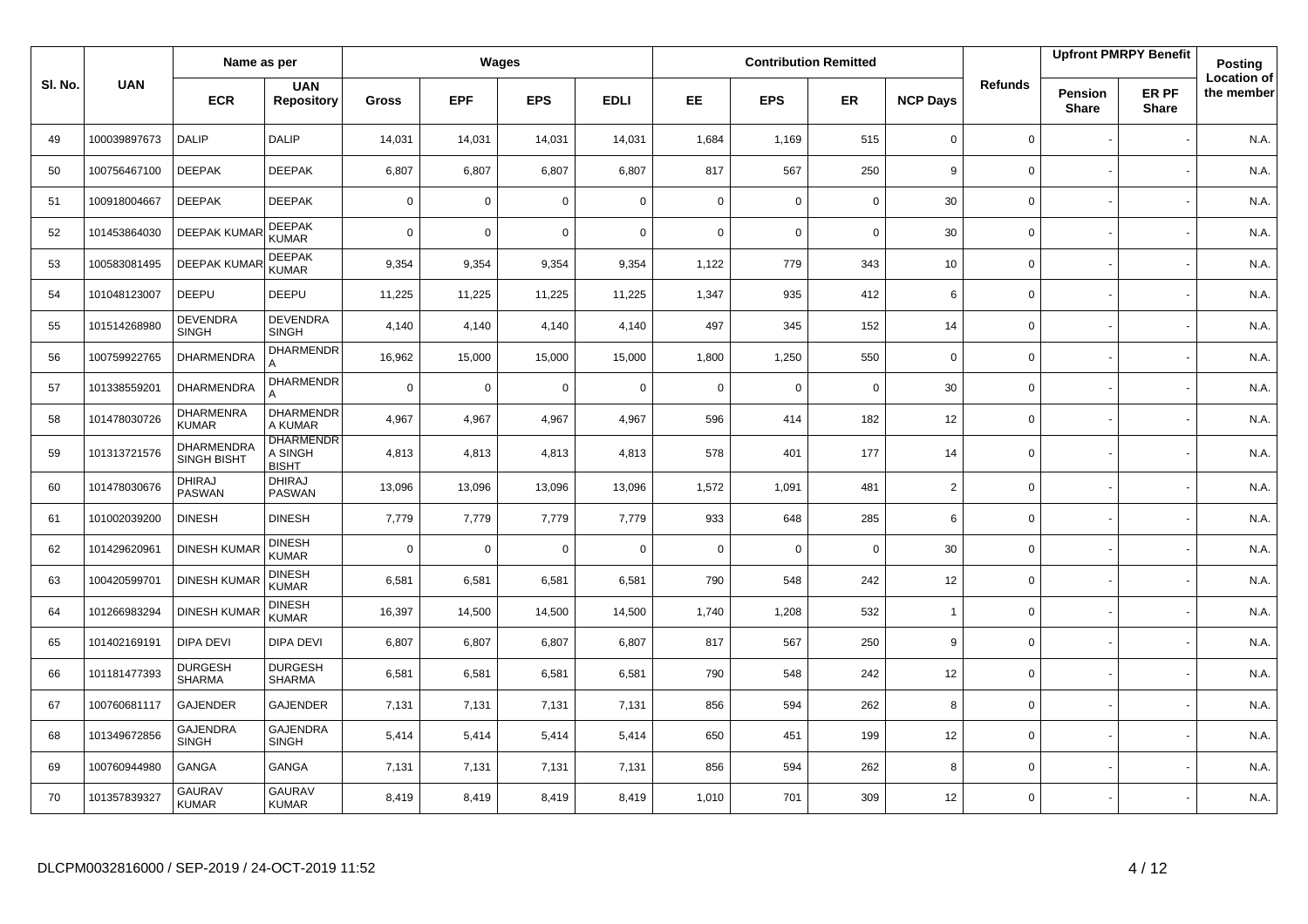| Sl. No. | UAN | Name as per | | Wages | | | | Contribution Remitted | | | | Refunds | Upfront PMRPY Benefit | | Posting Location of the member |
|---|---|---|---|---|---|---|---|---|---|---|---|---|---|---|---|
| | | ECR | UAN Repository | Gross | EPF | EPS | EDLI | EE | EPS | ER | NCP Days | | Pension Share | ER PF Share | |
| 49 | 100039897673 | DALIP | DALIP | 14,031 | 14,031 | 14,031 | 14,031 | 1,684 | 1,169 | 515 | 0 | 0 | - | - | N.A. |
| 50 | 100756467100 | DEEPAK | DEEPAK | 6,807 | 6,807 | 6,807 | 6,807 | 817 | 567 | 250 | 9 | 0 | - | - | N.A. |
| 51 | 100918004667 | DEEPAK | DEEPAK | 0 | 0 | 0 | 0 | 0 | 0 | 0 | 30 | 0 | - | - | N.A. |
| 52 | 101453864030 | DEEPAK KUMAR | DEEPAK KUMAR | 0 | 0 | 0 | 0 | 0 | 0 | 0 | 30 | 0 | - | - | N.A. |
| 53 | 100583081495 | DEEPAK KUMAR | DEEPAK KUMAR | 9,354 | 9,354 | 9,354 | 9,354 | 1,122 | 779 | 343 | 10 | 0 | - | - | N.A. |
| 54 | 101048123007 | DEEPU | DEEPU | 11,225 | 11,225 | 11,225 | 11,225 | 1,347 | 935 | 412 | 6 | 0 | - | - | N.A. |
| 55 | 101514268980 | DEVENDRA SINGH | DEVENDRA SINGH | 4,140 | 4,140 | 4,140 | 4,140 | 497 | 345 | 152 | 14 | 0 | - | - | N.A. |
| 56 | 100759922765 | DHARMENDRA | DHARMENDRA | 16,962 | 15,000 | 15,000 | 15,000 | 1,800 | 1,250 | 550 | 0 | 0 | - | - | N.A. |
| 57 | 101338559201 | DHARMENDRA | DHARMENDRA | 0 | 0 | 0 | 0 | 0 | 0 | 0 | 30 | 0 | - | - | N.A. |
| 58 | 101478030726 | DHARMENRA KUMAR | DHARMENDRA KUMAR | 4,967 | 4,967 | 4,967 | 4,967 | 596 | 414 | 182 | 12 | 0 | - | - | N.A. |
| 59 | 101313721576 | DHARMENDRA SINGH BISHT | DHARMENDRA SINGH BISHT | 4,813 | 4,813 | 4,813 | 4,813 | 578 | 401 | 177 | 14 | 0 | - | - | N.A. |
| 60 | 101478030676 | DHIRAJ PASWAN | DHIRAJ PASWAN | 13,096 | 13,096 | 13,096 | 13,096 | 1,572 | 1,091 | 481 | 2 | 0 | - | - | N.A. |
| 61 | 101002039200 | DINESH | DINESH | 7,779 | 7,779 | 7,779 | 7,779 | 933 | 648 | 285 | 6 | 0 | - | - | N.A. |
| 62 | 101429620961 | DINESH KUMAR | DINESH KUMAR | 0 | 0 | 0 | 0 | 0 | 0 | 0 | 30 | 0 | - | - | N.A. |
| 63 | 100420599701 | DINESH KUMAR | DINESH KUMAR | 6,581 | 6,581 | 6,581 | 6,581 | 790 | 548 | 242 | 12 | 0 | - | - | N.A. |
| 64 | 101266983294 | DINESH KUMAR | DINESH KUMAR | 16,397 | 14,500 | 14,500 | 14,500 | 1,740 | 1,208 | 532 | 1 | 0 | - | - | N.A. |
| 65 | 101402169191 | DIPA DEVI | DIPA DEVI | 6,807 | 6,807 | 6,807 | 6,807 | 817 | 567 | 250 | 9 | 0 | - | - | N.A. |
| 66 | 101181477393 | DURGESH SHARMA | DURGESH SHARMA | 6,581 | 6,581 | 6,581 | 6,581 | 790 | 548 | 242 | 12 | 0 | - | - | N.A. |
| 67 | 100760681117 | GAJENDER | GAJENDER | 7,131 | 7,131 | 7,131 | 7,131 | 856 | 594 | 262 | 8 | 0 | - | - | N.A. |
| 68 | 101349672856 | GAJENDRA SINGH | GAJENDRA SINGH | 5,414 | 5,414 | 5,414 | 5,414 | 650 | 451 | 199 | 12 | 0 | - | - | N.A. |
| 69 | 100760944980 | GANGA | GANGA | 7,131 | 7,131 | 7,131 | 7,131 | 856 | 594 | 262 | 8 | 0 | - | - | N.A. |
| 70 | 101357839327 | GAURAV KUMAR | GAURAV KUMAR | 8,419 | 8,419 | 8,419 | 8,419 | 1,010 | 701 | 309 | 12 | 0 | - | - | N.A. |

DLCPM0032816000 / SEP-2019 / 24-OCT-2019 11:52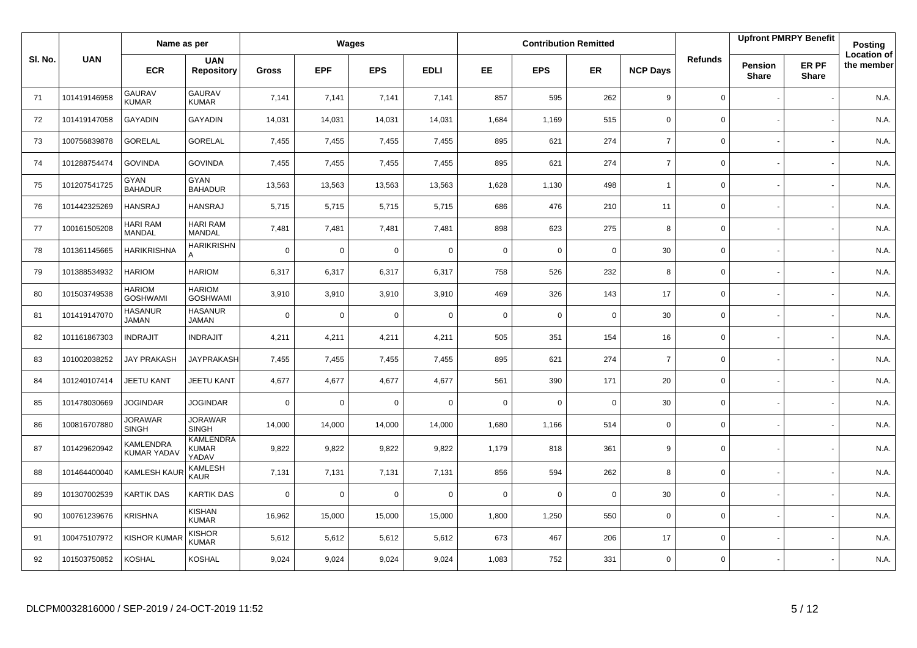| Sl. No. | UAN | Name as per | | Wages | | | | Contribution Remitted | | | | Refunds | Upfront PMRPY Benefit | | Posting Location of the member |
|---|---|---|---|---|---|---|---|---|---|---|---|---|---|---|---|
| | | ECR | UAN Repository | Gross | EPF | EPS | EDLI | EE | EPS | ER | NCP Days | | Pension Share | ER PF Share | |
| 71 | 101419146958 | GAURAV KUMAR | GAURAV KUMAR | 7,141 | 7,141 | 7,141 | 7,141 | 857 | 595 | 262 | 9 | 0 | - | - | N.A. |
| 72 | 101419147058 | GAYADIN | GAYADIN | 14,031 | 14,031 | 14,031 | 14,031 | 1,684 | 1,169 | 515 | 0 | 0 | - | - | N.A. |
| 73 | 100756839878 | GORELAL | GORELAL | 7,455 | 7,455 | 7,455 | 7,455 | 895 | 621 | 274 | 7 | 0 | - | - | N.A. |
| 74 | 101288754474 | GOVINDA | GOVINDA | 7,455 | 7,455 | 7,455 | 7,455 | 895 | 621 | 274 | 7 | 0 | - | - | N.A. |
| 75 | 101207541725 | GYAN BAHADUR | GYAN BAHADUR | 13,563 | 13,563 | 13,563 | 13,563 | 1,628 | 1,130 | 498 | 1 | 0 | - | - | N.A. |
| 76 | 101442325269 | HANSRAJ | HANSRAJ | 5,715 | 5,715 | 5,715 | 5,715 | 686 | 476 | 210 | 11 | 0 | - | - | N.A. |
| 77 | 100161505208 | HARI RAM MANDAL | HARI RAM MANDAL | 7,481 | 7,481 | 7,481 | 7,481 | 898 | 623 | 275 | 8 | 0 | - | - | N.A. |
| 78 | 101361145665 | HARIKRISHNA | HARIKRISHNA | 0 | 0 | 0 | 0 | 0 | 0 | 0 | 30 | 0 | - | - | N.A. |
| 79 | 101388534932 | HARIOM | HARIOM | 6,317 | 6,317 | 6,317 | 6,317 | 758 | 526 | 232 | 8 | 0 | - | - | N.A. |
| 80 | 101503749538 | HARIOM GOSHWAMI | HARIOM GOSHWAMI | 3,910 | 3,910 | 3,910 | 3,910 | 469 | 326 | 143 | 17 | 0 | - | - | N.A. |
| 81 | 101419147070 | HASANUR JAMAN | HASANUR JAMAN | 0 | 0 | 0 | 0 | 0 | 0 | 0 | 30 | 0 | - | - | N.A. |
| 82 | 101161867303 | INDRAJIT | INDRAJIT | 4,211 | 4,211 | 4,211 | 4,211 | 505 | 351 | 154 | 16 | 0 | - | - | N.A. |
| 83 | 101002038252 | JAY PRAKASH | JAYPRAKASH | 7,455 | 7,455 | 7,455 | 7,455 | 895 | 621 | 274 | 7 | 0 | - | - | N.A. |
| 84 | 101240107414 | JEETU KANT | JEETU KANT | 4,677 | 4,677 | 4,677 | 4,677 | 561 | 390 | 171 | 20 | 0 | - | - | N.A. |
| 85 | 101478030669 | JOGINDAR | JOGINDAR | 0 | 0 | 0 | 0 | 0 | 0 | 0 | 30 | 0 | - | - | N.A. |
| 86 | 100816707880 | JORAWAR SINGH | JORAWAR SINGH | 14,000 | 14,000 | 14,000 | 14,000 | 1,680 | 1,166 | 514 | 0 | 0 | - | - | N.A. |
| 87 | 101429620942 | KAMLENDRA KUMAR YADAV | KAMLENDRA KUMAR YADAV | 9,822 | 9,822 | 9,822 | 9,822 | 1,179 | 818 | 361 | 9 | 0 | - | - | N.A. |
| 88 | 101464400040 | KAMLESH KAUR | KAMLESH KAUR | 7,131 | 7,131 | 7,131 | 7,131 | 856 | 594 | 262 | 8 | 0 | - | - | N.A. |
| 89 | 101307002539 | KARTIK DAS | KARTIK DAS | 0 | 0 | 0 | 0 | 0 | 0 | 0 | 30 | 0 | - | - | N.A. |
| 90 | 100761239676 | KRISHNA | KISHAN KUMAR | 16,962 | 15,000 | 15,000 | 15,000 | 1,800 | 1,250 | 550 | 0 | 0 | - | - | N.A. |
| 91 | 100475107972 | KISHOR KUMAR | KISHOR KUMAR | 5,612 | 5,612 | 5,612 | 5,612 | 673 | 467 | 206 | 17 | 0 | - | - | N.A. |
| 92 | 101503750852 | KOSHAL | KOSHAL | 9,024 | 9,024 | 9,024 | 9,024 | 1,083 | 752 | 331 | 0 | 0 | - | - | N.A. |

DLCPM0032816000 / SEP-2019 / 24-OCT-2019 11:52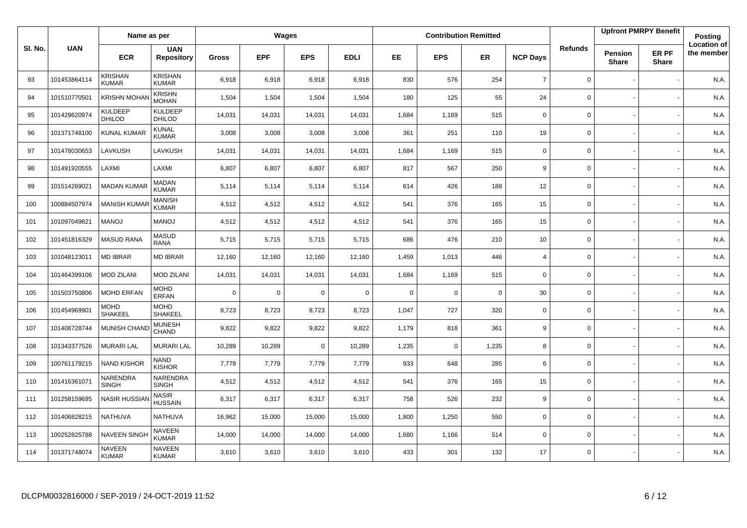| Sl. No. | UAN | Name as per | | Wages | | | | Contribution Remitted | | | | Refunds | Upfront PMRPY Benefit | | Posting Location of the member |
|---|---|---|---|---|---|---|---|---|---|---|---|---|---|---|---|
| | | ECR | UAN Repository | Gross | EPF | EPS | EDLI | EE | EPS | ER | NCP Days | | Pension Share | ER PF Share | |
| 93 | 101453864114 | KRISHAN KUMAR | KRISHAN KUMAR | 6,918 | 6,918 | 6,918 | 6,918 | 830 | 576 | 254 | 7 | 0 | - | - | N.A. |
| 94 | 101510770501 | KRISHN MOHAN | KRISHN MOHAN | 1,504 | 1,504 | 1,504 | 1,504 | 180 | 125 | 55 | 24 | 0 | - | - | N.A. |
| 95 | 101429620974 | KULDEEP DHILOD | KULDEEP DHILOD | 14,031 | 14,031 | 14,031 | 14,031 | 1,684 | 1,169 | 515 | 0 | 0 | - | - | N.A. |
| 96 | 101371748100 | KUNAL KUMAR | KUNAL KUMAR | 3,008 | 3,008 | 3,008 | 3,008 | 361 | 251 | 110 | 19 | 0 | - | - | N.A. |
| 97 | 101478030653 | LAVKUSH | LAVKUSH | 14,031 | 14,031 | 14,031 | 14,031 | 1,684 | 1,169 | 515 | 0 | 0 | - | - | N.A. |
| 98 | 101491920555 | LAXMI | LAXMI | 6,807 | 6,807 | 6,807 | 6,807 | 817 | 567 | 250 | 9 | 0 | - | - | N.A. |
| 99 | 101514269021 | MADAN KUMAR | MADAN KUMAR | 5,114 | 5,114 | 5,114 | 5,114 | 614 | 426 | 188 | 12 | 0 | - | - | N.A. |
| 100 | 100884507974 | MANISH KUMAR | MANISH KUMAR | 4,512 | 4,512 | 4,512 | 4,512 | 541 | 376 | 165 | 15 | 0 | - | - | N.A. |
| 101 | 101097049821 | MANOJ | MANOJ | 4,512 | 4,512 | 4,512 | 4,512 | 541 | 376 | 165 | 15 | 0 | - | - | N.A. |
| 102 | 101451816329 | MASUD RANA | MASUD RANA | 5,715 | 5,715 | 5,715 | 5,715 | 686 | 476 | 210 | 10 | 0 | - | - | N.A. |
| 103 | 101048123011 | MD IBRAR | MD IBRAR | 12,160 | 12,160 | 12,160 | 12,160 | 1,459 | 1,013 | 446 | 4 | 0 | - | - | N.A. |
| 104 | 101464399106 | MOD ZILANI | MOD ZILANI | 14,031 | 14,031 | 14,031 | 14,031 | 1,684 | 1,169 | 515 | 0 | 0 | - | - | N.A. |
| 105 | 101503750806 | MOHD ERFAN | MOHD ERFAN | 0 | 0 | 0 | 0 | 0 | 0 | 0 | 30 | 0 | - | - | N.A. |
| 106 | 101454969901 | MOHD SHAKEEL | MOHD SHAKEEL | 8,723 | 8,723 | 8,723 | 8,723 | 1,047 | 727 | 320 | 0 | 0 | - | - | N.A. |
| 107 | 101408728744 | MUNISH CHAND | MUNESH CHAND | 9,822 | 9,822 | 9,822 | 9,822 | 1,179 | 818 | 361 | 9 | 0 | - | - | N.A. |
| 108 | 101343377526 | MURARI LAL | MURARI LAL | 10,289 | 10,289 | 0 | 10,289 | 1,235 | 0 | 1,235 | 8 | 0 | - | - | N.A. |
| 109 | 100761179215 | NAND KISHOR | NAND KISHOR | 7,779 | 7,779 | 7,779 | 7,779 | 933 | 648 | 285 | 6 | 0 | - | - | N.A. |
| 110 | 101416361071 | NARENDRA SINGH | NARENDRA SINGH | 4,512 | 4,512 | 4,512 | 4,512 | 541 | 376 | 165 | 15 | 0 | - | - | N.A. |
| 111 | 101258159695 | NASIR HUSSIAN | NASIR HUSSAIN | 6,317 | 6,317 | 6,317 | 6,317 | 758 | 526 | 232 | 9 | 0 | - | - | N.A. |
| 112 | 101406828215 | NATHUVA | NATHUVA | 16,962 | 15,000 | 15,000 | 15,000 | 1,800 | 1,250 | 550 | 0 | 0 | - | - | N.A. |
| 113 | 100252825788 | NAVEEN SINGH | NAVEEN KUMAR | 14,000 | 14,000 | 14,000 | 14,000 | 1,680 | 1,166 | 514 | 0 | 0 | - | - | N.A. |
| 114 | 101371748074 | NAVEEN KUMAR | NAVEEN KUMAR | 3,610 | 3,610 | 3,610 | 3,610 | 433 | 301 | 132 | 17 | 0 | - | - | N.A. |

DLCPM0032816000 / SEP-2019 / 24-OCT-2019 11:52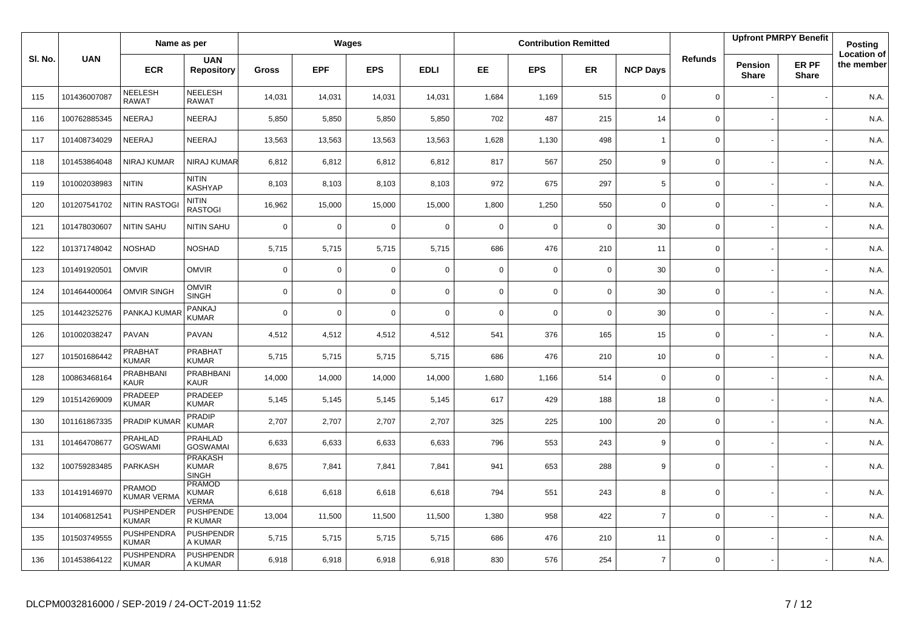| Sl. No. | UAN | Name as per | | Wages | | | | Contribution Remitted | | | | Refunds | Upfront PMRPY Benefit | | Posting Location of the member |
|---|---|---|---|---|---|---|---|---|---|---|---|---|---|---|---|
| | | ECR | UAN Repository | Gross | EPF | EPS | EDLI | EE | EPS | ER | NCP Days | | Pension Share | ER PF Share | |
| 115 | 101436007087 | NEELESH RAWAT | NEELESH RAWAT | 14,031 | 14,031 | 14,031 | 14,031 | 1,684 | 1,169 | 515 | 0 | 0 | - | - | N.A. |
| 116 | 100762885345 | NEERAJ | NEERAJ | 5,850 | 5,850 | 5,850 | 5,850 | 702 | 487 | 215 | 14 | 0 | - | - | N.A. |
| 117 | 101408734029 | NEERAJ | NEERAJ | 13,563 | 13,563 | 13,563 | 13,563 | 1,628 | 1,130 | 498 | 1 | 0 | - | - | N.A. |
| 118 | 101453864048 | NIRAJ KUMAR | NIRAJ KUMAR | 6,812 | 6,812 | 6,812 | 6,812 | 817 | 567 | 250 | 9 | 0 | - | - | N.A. |
| 119 | 101002038983 | NITIN | NITIN KASHYAP | 8,103 | 8,103 | 8,103 | 8,103 | 972 | 675 | 297 | 5 | 0 | - | - | N.A. |
| 120 | 101207541702 | NITIN RASTOGI | NITIN RASTOGI | 16,962 | 15,000 | 15,000 | 15,000 | 1,800 | 1,250 | 550 | 0 | 0 | - | - | N.A. |
| 121 | 101478030607 | NITIN SAHU | NITIN SAHU | 0 | 0 | 0 | 0 | 0 | 0 | 0 | 30 | 0 | - | - | N.A. |
| 122 | 101371748042 | NOSHAD | NOSHAD | 5,715 | 5,715 | 5,715 | 5,715 | 686 | 476 | 210 | 11 | 0 | - | - | N.A. |
| 123 | 101491920501 | OMVIR | OMVIR | 0 | 0 | 0 | 0 | 0 | 0 | 0 | 30 | 0 | - | - | N.A. |
| 124 | 101464400064 | OMVIR SINGH | OMVIR SINGH | 0 | 0 | 0 | 0 | 0 | 0 | 0 | 30 | 0 | - | - | N.A. |
| 125 | 101442325276 | PANKAJ KUMAR | PANKAJ KUMAR | 0 | 0 | 0 | 0 | 0 | 0 | 0 | 30 | 0 | - | - | N.A. |
| 126 | 101002038247 | PAVAN | PAVAN | 4,512 | 4,512 | 4,512 | 4,512 | 541 | 376 | 165 | 15 | 0 | - | - | N.A. |
| 127 | 101501686442 | PRABHAT KUMAR | PRABHAT KUMAR | 5,715 | 5,715 | 5,715 | 5,715 | 686 | 476 | 210 | 10 | 0 | - | - | N.A. |
| 128 | 100863468164 | PRABHBANI KAUR | PRABHBANI KAUR | 14,000 | 14,000 | 14,000 | 14,000 | 1,680 | 1,166 | 514 | 0 | 0 | - | - | N.A. |
| 129 | 101514269009 | PRADEEP KUMAR | PRADEEP KUMAR | 5,145 | 5,145 | 5,145 | 5,145 | 617 | 429 | 188 | 18 | 0 | - | - | N.A. |
| 130 | 101161867335 | PRADIP KUMAR | PRADIP KUMAR | 2,707 | 2,707 | 2,707 | 2,707 | 325 | 225 | 100 | 20 | 0 | - | - | N.A. |
| 131 | 101464708677 | PRAHLAD GOSWAMI | PRAHLAD GOSWAMAI | 6,633 | 6,633 | 6,633 | 6,633 | 796 | 553 | 243 | 9 | 0 | - | - | N.A. |
| 132 | 100759283485 | PARKASH | PRAKASH KUMAR SINGH | 8,675 | 7,841 | 7,841 | 7,841 | 941 | 653 | 288 | 9 | 0 | - | - | N.A. |
| 133 | 101419146970 | PRAMOD KUMAR VERMA | PRAMOD KUMAR VERMA | 6,618 | 6,618 | 6,618 | 6,618 | 794 | 551 | 243 | 8 | 0 | - | - | N.A. |
| 134 | 101406812541 | PUSHPENDER KUMAR | PUSHPENDE R KUMAR | 13,004 | 11,500 | 11,500 | 11,500 | 1,380 | 958 | 422 | 7 | 0 | - | - | N.A. |
| 135 | 101503749555 | PUSHPENDRA KUMAR | PUSHPENDR A KUMAR | 5,715 | 5,715 | 5,715 | 5,715 | 686 | 476 | 210 | 11 | 0 | - | - | N.A. |
| 136 | 101453864122 | PUSHPENDRA KUMAR | PUSHPENDR A KUMAR | 6,918 | 6,918 | 6,918 | 6,918 | 830 | 576 | 254 | 7 | 0 | - | - | N.A. |

DLCPM0032816000 / SEP-2019 / 24-OCT-2019 11:52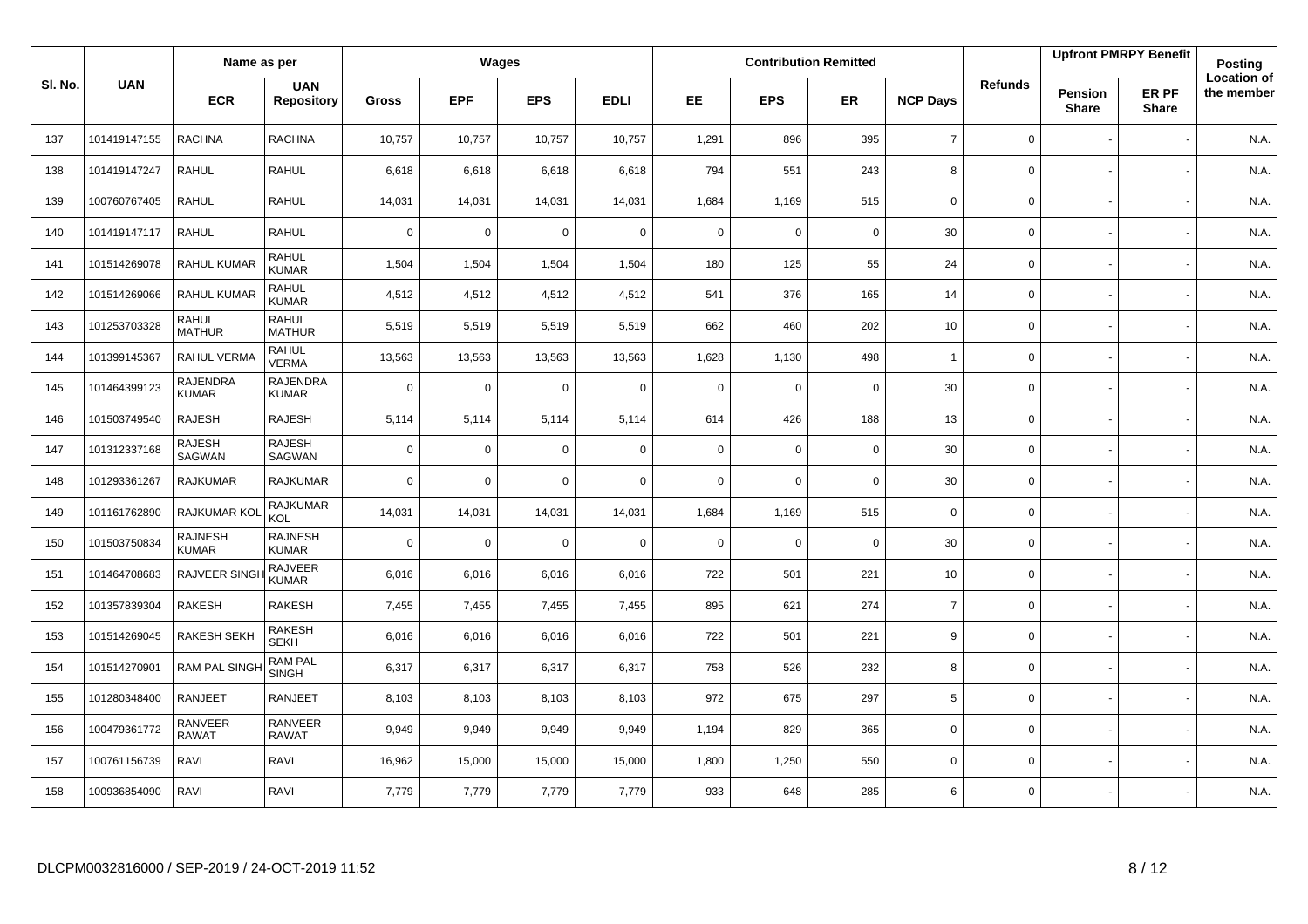| Sl. No. | UAN | Name as per | | Wages | | | | Contribution Remitted | | | | Refunds | Upfront PMRPY Benefit | | Posting Location of the member |
|---|---|---|---|---|---|---|---|---|---|---|---|---|---|---|---|
| | | ECR | UAN Repository | Gross | EPF | EPS | EDLI | EE | EPS | ER | NCP Days | | Pension Share | ER PF Share | |
| 137 | 101419147155 | RACHNA | RACHNA | 10,757 | 10,757 | 10,757 | 10,757 | 1,291 | 896 | 395 | 7 | 0 | - | - | N.A. |
| 138 | 101419147247 | RAHUL | RAHUL | 6,618 | 6,618 | 6,618 | 6,618 | 794 | 551 | 243 | 8 | 0 | - | - | N.A. |
| 139 | 100760767405 | RAHUL | RAHUL | 14,031 | 14,031 | 14,031 | 14,031 | 1,684 | 1,169 | 515 | 0 | 0 | - | - | N.A. |
| 140 | 101419147117 | RAHUL | RAHUL | 0 | 0 | 0 | 0 | 0 | 0 | 0 | 30 | 0 | - | - | N.A. |
| 141 | 101514269078 | RAHUL KUMAR | RAHUL KUMAR | 1,504 | 1,504 | 1,504 | 1,504 | 180 | 125 | 55 | 24 | 0 | - | - | N.A. |
| 142 | 101514269066 | RAHUL KUMAR | RAHUL KUMAR | 4,512 | 4,512 | 4,512 | 4,512 | 541 | 376 | 165 | 14 | 0 | - | - | N.A. |
| 143 | 101253703328 | RAHUL MATHUR | RAHUL MATHUR | 5,519 | 5,519 | 5,519 | 5,519 | 662 | 460 | 202 | 10 | 0 | - | - | N.A. |
| 144 | 101399145367 | RAHUL VERMA | RAHUL VERMA | 13,563 | 13,563 | 13,563 | 13,563 | 1,628 | 1,130 | 498 | 1 | 0 | - | - | N.A. |
| 145 | 101464399123 | RAJENDRA KUMAR | RAJENDRA KUMAR | 0 | 0 | 0 | 0 | 0 | 0 | 0 | 30 | 0 | - | - | N.A. |
| 146 | 101503749540 | RAJESH | RAJESH | 5,114 | 5,114 | 5,114 | 5,114 | 614 | 426 | 188 | 13 | 0 | - | - | N.A. |
| 147 | 101312337168 | RAJESH SAGWAN | RAJESH SAGWAN | 0 | 0 | 0 | 0 | 0 | 0 | 0 | 30 | 0 | - | - | N.A. |
| 148 | 101293361267 | RAJKUMAR | RAJKUMAR | 0 | 0 | 0 | 0 | 0 | 0 | 0 | 30 | 0 | - | - | N.A. |
| 149 | 101161762890 | RAJKUMAR KOL | RAJKUMAR KOL | 14,031 | 14,031 | 14,031 | 14,031 | 1,684 | 1,169 | 515 | 0 | 0 | - | - | N.A. |
| 150 | 101503750834 | RAJNESH KUMAR | RAJNESH KUMAR | 0 | 0 | 0 | 0 | 0 | 0 | 0 | 30 | 0 | - | - | N.A. |
| 151 | 101464708683 | RAJVEER SINGH | RAJVEER KUMAR | 6,016 | 6,016 | 6,016 | 6,016 | 722 | 501 | 221 | 10 | 0 | - | - | N.A. |
| 152 | 101357839304 | RAKESH | RAKESH | 7,455 | 7,455 | 7,455 | 7,455 | 895 | 621 | 274 | 7 | 0 | - | - | N.A. |
| 153 | 101514269045 | RAKESH SEKH | RAKESH SEKH | 6,016 | 6,016 | 6,016 | 6,016 | 722 | 501 | 221 | 9 | 0 | - | - | N.A. |
| 154 | 101514270901 | RAM PAL SINGH | RAM PAL SINGH | 6,317 | 6,317 | 6,317 | 6,317 | 758 | 526 | 232 | 8 | 0 | - | - | N.A. |
| 155 | 101280348400 | RANJEET | RANJEET | 8,103 | 8,103 | 8,103 | 8,103 | 972 | 675 | 297 | 5 | 0 | - | - | N.A. |
| 156 | 100479361772 | RANVEER RAWAT | RANVEER RAWAT | 9,949 | 9,949 | 9,949 | 9,949 | 1,194 | 829 | 365 | 0 | 0 | - | - | N.A. |
| 157 | 100761156739 | RAVI | RAVI | 16,962 | 15,000 | 15,000 | 15,000 | 1,800 | 1,250 | 550 | 0 | 0 | - | - | N.A. |
| 158 | 100936854090 | RAVI | RAVI | 7,779 | 7,779 | 7,779 | 7,779 | 933 | 648 | 285 | 6 | 0 | - | - | N.A. |

DLCPM0032816000 / SEP-2019 / 24-OCT-2019 11:52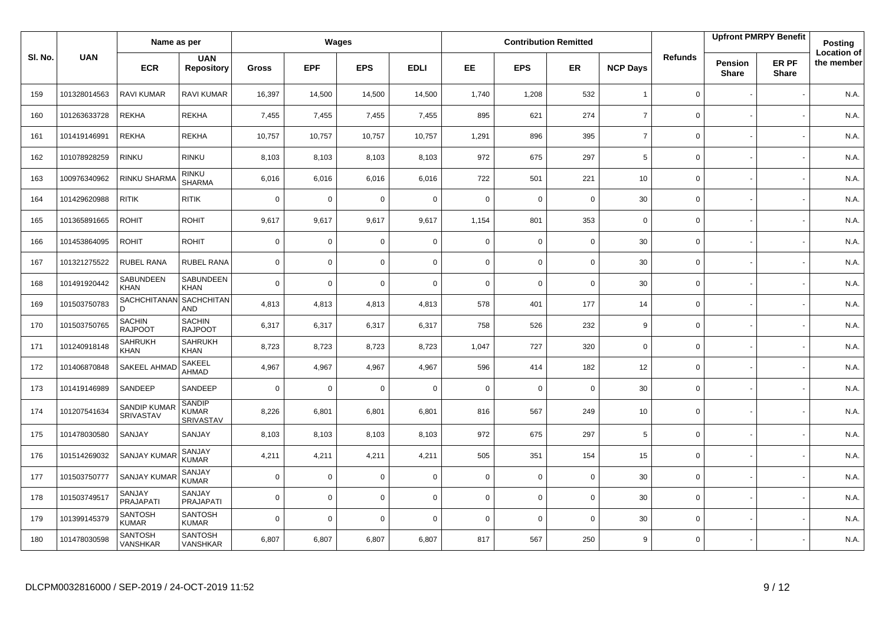| Sl. No. | UAN | Name as per | | Wages | | | | Contribution Remitted | | | | Refunds | Upfront PMRPY Benefit | | Posting Location of the member |
|---|---|---|---|---|---|---|---|---|---|---|---|---|---|---|---|
| | | ECR | UAN Repository | Gross | EPF | EPS | EDLI | EE | EPS | ER | NCP Days | | Pension Share | ER PF Share | |
| 159 | 101328014563 | RAVI KUMAR | RAVI KUMAR | 16,397 | 14,500 | 14,500 | 14,500 | 1,740 | 1,208 | 532 | 1 | 0 | - | - | N.A. |
| 160 | 101263633728 | REKHA | REKHA | 7,455 | 7,455 | 7,455 | 7,455 | 895 | 621 | 274 | 7 | 0 | - | - | N.A. |
| 161 | 101419146991 | REKHA | REKHA | 10,757 | 10,757 | 10,757 | 10,757 | 1,291 | 896 | 395 | 7 | 0 | - | - | N.A. |
| 162 | 101078928259 | RINKU | RINKU | 8,103 | 8,103 | 8,103 | 8,103 | 972 | 675 | 297 | 5 | 0 | - | - | N.A. |
| 163 | 100976340962 | RINKU SHARMA | RINKU SHARMA | 6,016 | 6,016 | 6,016 | 6,016 | 722 | 501 | 221 | 10 | 0 | - | - | N.A. |
| 164 | 101429620988 | RITIK | RITIK | 0 | 0 | 0 | 0 | 0 | 0 | 0 | 30 | 0 | - | - | N.A. |
| 165 | 101365891665 | ROHIT | ROHIT | 9,617 | 9,617 | 9,617 | 9,617 | 1,154 | 801 | 353 | 0 | 0 | - | - | N.A. |
| 166 | 101453864095 | ROHIT | ROHIT | 0 | 0 | 0 | 0 | 0 | 0 | 0 | 30 | 0 | - | - | N.A. |
| 167 | 101321275522 | RUBEL RANA | RUBEL RANA | 0 | 0 | 0 | 0 | 0 | 0 | 0 | 30 | 0 | - | - | N.A. |
| 168 | 101491920442 | SABUNDEEN KHAN | SABUNDEEN KHAN | 0 | 0 | 0 | 0 | 0 | 0 | 0 | 30 | 0 | - | - | N.A. |
| 169 | 101503750783 | SACHCHITANAND | SACHCHITANAND | 4,813 | 4,813 | 4,813 | 4,813 | 578 | 401 | 177 | 14 | 0 | - | - | N.A. |
| 170 | 101503750765 | SACHIN RAJPOOT | SACHIN RAJPOOT | 6,317 | 6,317 | 6,317 | 6,317 | 758 | 526 | 232 | 9 | 0 | - | - | N.A. |
| 171 | 101240918148 | SAHRUKH KHAN | SAHRUKH KHAN | 8,723 | 8,723 | 8,723 | 8,723 | 1,047 | 727 | 320 | 0 | 0 | - | - | N.A. |
| 172 | 101406870848 | SAKEEL AHMAD | SAKEEL AHMAD | 4,967 | 4,967 | 4,967 | 4,967 | 596 | 414 | 182 | 12 | 0 | - | - | N.A. |
| 173 | 101419146989 | SANDEEP | SANDEEP | 0 | 0 | 0 | 0 | 0 | 0 | 0 | 30 | 0 | - | - | N.A. |
| 174 | 101207541634 | SANDIP KUMAR SRIVASTAV | SANDIP KUMAR SRIVASTAV | 8,226 | 6,801 | 6,801 | 6,801 | 816 | 567 | 249 | 10 | 0 | - | - | N.A. |
| 175 | 101478030580 | SANJAY | SANJAY | 8,103 | 8,103 | 8,103 | 8,103 | 972 | 675 | 297 | 5 | 0 | - | - | N.A. |
| 176 | 101514269032 | SANJAY KUMAR | SANJAY KUMAR | 4,211 | 4,211 | 4,211 | 4,211 | 505 | 351 | 154 | 15 | 0 | - | - | N.A. |
| 177 | 101503750777 | SANJAY KUMAR | SANJAY KUMAR | 0 | 0 | 0 | 0 | 0 | 0 | 0 | 30 | 0 | - | - | N.A. |
| 178 | 101503749517 | SANJAY PRAJAPATI | SANJAY PRAJAPATI | 0 | 0 | 0 | 0 | 0 | 0 | 0 | 30 | 0 | - | - | N.A. |
| 179 | 101399145379 | SANTOSH KUMAR | SANTOSH KUMAR | 0 | 0 | 0 | 0 | 0 | 0 | 0 | 30 | 0 | - | - | N.A. |
| 180 | 101478030598 | SANTOSH VANSHKAR | SANTOSH VANSHKAR | 6,807 | 6,807 | 6,807 | 6,807 | 817 | 567 | 250 | 9 | 0 | - | - | N.A. |

DLCPM0032816000 / SEP-2019 / 24-OCT-2019 11:52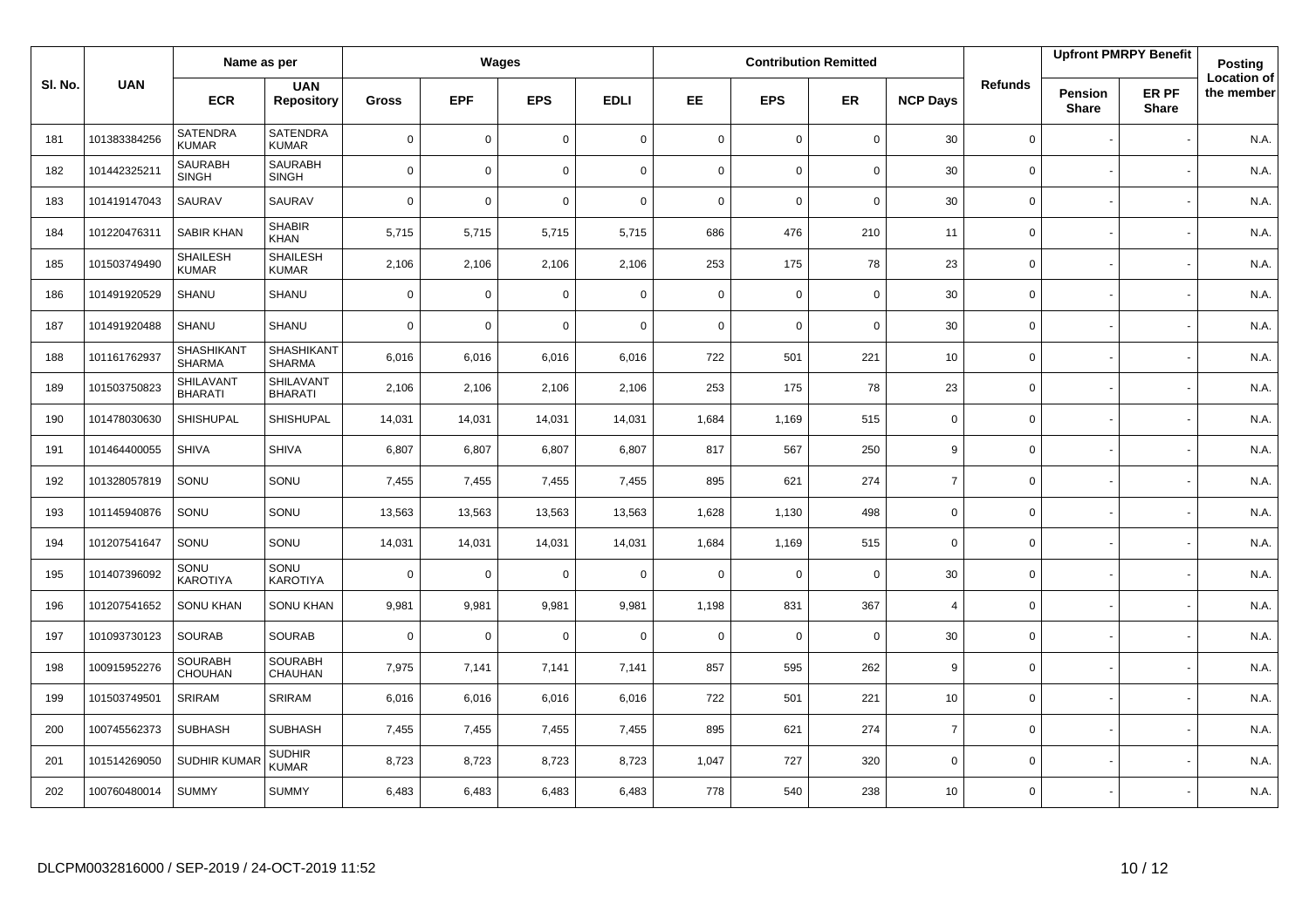| Sl. No. | UAN | Name as per | | Wages | | | | Contribution Remitted | | | | Refunds | Upfront PMRPY Benefit | | Posting Location of the member |
|---|---|---|---|---|---|---|---|---|---|---|---|---|---|---|---|
| | | ECR | UAN Repository | Gross | EPF | EPS | EDLI | EE | EPS | ER | NCP Days | | Pension Share | ER PF Share | |
| 181 | 101383384256 | SATENDRA KUMAR | SATENDRA KUMAR | 0 | 0 | 0 | 0 | 0 | 0 | 0 | 30 | 0 | - | - | N.A. |
| 182 | 101442325211 | SAURABH SINGH | SAURABH SINGH | 0 | 0 | 0 | 0 | 0 | 0 | 0 | 30 | 0 | - | - | N.A. |
| 183 | 101419147043 | SAURAV | SAURAV | 0 | 0 | 0 | 0 | 0 | 0 | 0 | 30 | 0 | - | - | N.A. |
| 184 | 101220476311 | SABIR KHAN | SHABIR KHAN | 5,715 | 5,715 | 5,715 | 5,715 | 686 | 476 | 210 | 11 | 0 | - | - | N.A. |
| 185 | 101503749490 | SHAILESH KUMAR | SHAILESH KUMAR | 2,106 | 2,106 | 2,106 | 2,106 | 253 | 175 | 78 | 23 | 0 | - | - | N.A. |
| 186 | 101491920529 | SHANU | SHANU | 0 | 0 | 0 | 0 | 0 | 0 | 0 | 30 | 0 | - | - | N.A. |
| 187 | 101491920488 | SHANU | SHANU | 0 | 0 | 0 | 0 | 0 | 0 | 0 | 30 | 0 | - | - | N.A. |
| 188 | 101161762937 | SHASHIKANT SHARMA | SHASHIKANT SHARMA | 6,016 | 6,016 | 6,016 | 6,016 | 722 | 501 | 221 | 10 | 0 | - | - | N.A. |
| 189 | 101503750823 | SHILAVANT BHARATI | SHILAVANT BHARATI | 2,106 | 2,106 | 2,106 | 2,106 | 253 | 175 | 78 | 23 | 0 | - | - | N.A. |
| 190 | 101478030630 | SHISHUPAL | SHISHUPAL | 14,031 | 14,031 | 14,031 | 14,031 | 1,684 | 1,169 | 515 | 0 | 0 | - | - | N.A. |
| 191 | 101464400055 | SHIVA | SHIVA | 6,807 | 6,807 | 6,807 | 6,807 | 817 | 567 | 250 | 9 | 0 | - | - | N.A. |
| 192 | 101328057819 | SONU | SONU | 7,455 | 7,455 | 7,455 | 7,455 | 895 | 621 | 274 | 7 | 0 | - | - | N.A. |
| 193 | 101145940876 | SONU | SONU | 13,563 | 13,563 | 13,563 | 13,563 | 1,628 | 1,130 | 498 | 0 | 0 | - | - | N.A. |
| 194 | 101207541647 | SONU | SONU | 14,031 | 14,031 | 14,031 | 14,031 | 1,684 | 1,169 | 515 | 0 | 0 | - | - | N.A. |
| 195 | 101407396092 | SONU KAROTIYA | SONU KAROTIYA | 0 | 0 | 0 | 0 | 0 | 0 | 0 | 30 | 0 | - | - | N.A. |
| 196 | 101207541652 | SONU KHAN | SONU KHAN | 9,981 | 9,981 | 9,981 | 9,981 | 1,198 | 831 | 367 | 4 | 0 | - | - | N.A. |
| 197 | 101093730123 | SOURAB | SOURAB | 0 | 0 | 0 | 0 | 0 | 0 | 0 | 30 | 0 | - | - | N.A. |
| 198 | 100915952276 | SOURABH CHOUHAN | SOURABH CHAUHAN | 7,975 | 7,141 | 7,141 | 7,141 | 857 | 595 | 262 | 9 | 0 | - | - | N.A. |
| 199 | 101503749501 | SRIRAM | SRIRAM | 6,016 | 6,016 | 6,016 | 6,016 | 722 | 501 | 221 | 10 | 0 | - | - | N.A. |
| 200 | 100745562373 | SUBHASH | SUBHASH | 7,455 | 7,455 | 7,455 | 7,455 | 895 | 621 | 274 | 7 | 0 | - | - | N.A. |
| 201 | 101514269050 | SUDHIR KUMAR | SUDHIR KUMAR | 8,723 | 8,723 | 8,723 | 8,723 | 1,047 | 727 | 320 | 0 | 0 | - | - | N.A. |
| 202 | 100760480014 | SUMMY | SUMMY | 6,483 | 6,483 | 6,483 | 6,483 | 778 | 540 | 238 | 10 | 0 | - | - | N.A. |

DLCPM0032816000 / SEP-2019 / 24-OCT-2019 11:52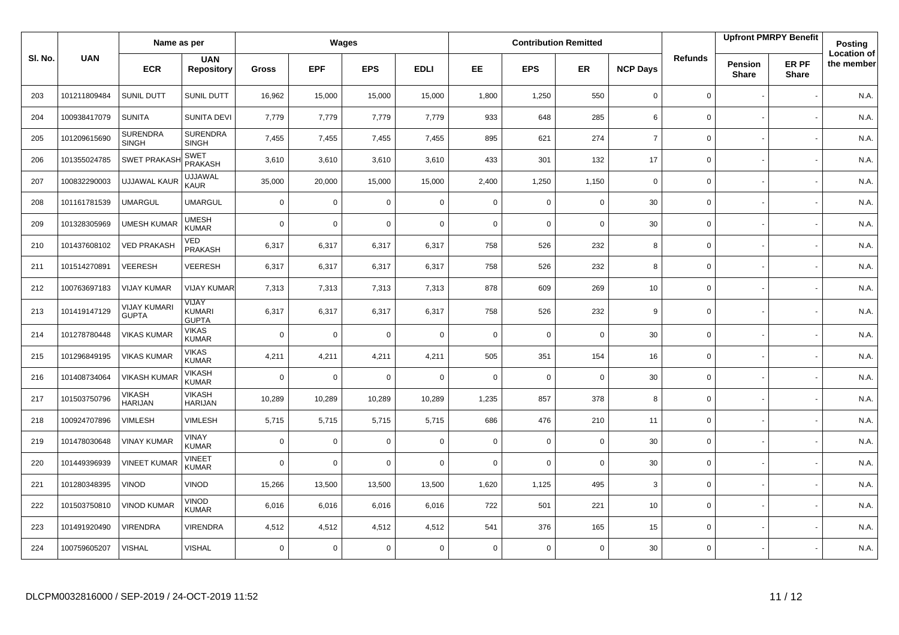| Sl. No. | UAN | Name as per | | Wages | | | | Contribution Remitted | | | | Refunds | Upfront PMRPY Benefit | | Posting |
|---|---|---|---|---|---|---|---|---|---|---|---|---|---|---|---|
| | | ECR | UAN Repository | Gross | EPF | EPS | EDLI | EE | EPS | ER | NCP Days | | Pension Share | ER PF Share | Location of the member |
| 203 | 101211809484 | SUNIL DUTT | SUNIL DUTT | 16,962 | 15,000 | 15,000 | 15,000 | 1,800 | 1,250 | 550 | 0 | 0 | - | - | N.A. |
| 204 | 100938417079 | SUNITA | SUNITA DEVI | 7,779 | 7,779 | 7,779 | 7,779 | 933 | 648 | 285 | 6 | 0 | - | - | N.A. |
| 205 | 101209615690 | SURENDRA SINGH | SURENDRA SINGH | 7,455 | 7,455 | 7,455 | 7,455 | 895 | 621 | 274 | 7 | 0 | - | - | N.A. |
| 206 | 101355024785 | SWET PRAKASH | SWET PRAKASH | 3,610 | 3,610 | 3,610 | 3,610 | 433 | 301 | 132 | 17 | 0 | - | - | N.A. |
| 207 | 100832290003 | UJJAWAL KAUR | UJJAWAL KAUR | 35,000 | 20,000 | 15,000 | 15,000 | 2,400 | 1,250 | 1,150 | 0 | 0 | - | - | N.A. |
| 208 | 101161781539 | UMARGUL | UMARGUL | 0 | 0 | 0 | 0 | 0 | 0 | 0 | 30 | 0 | - | - | N.A. |
| 209 | 101328305969 | UMESH KUMAR | UMESH KUMAR | 0 | 0 | 0 | 0 | 0 | 0 | 0 | 30 | 0 | - | - | N.A. |
| 210 | 101437608102 | VED PRAKASH | VED PRAKASH | 6,317 | 6,317 | 6,317 | 6,317 | 758 | 526 | 232 | 8 | 0 | - | - | N.A. |
| 211 | 101514270891 | VEERESH | VEERESH | 6,317 | 6,317 | 6,317 | 6,317 | 758 | 526 | 232 | 8 | 0 | - | - | N.A. |
| 212 | 100763697183 | VIJAY KUMAR | VIJAY KUMAR | 7,313 | 7,313 | 7,313 | 7,313 | 878 | 609 | 269 | 10 | 0 | - | - | N.A. |
| 213 | 101419147129 | VIJAY KUMARI GUPTA | VIJAY KUMARI GUPTA | 6,317 | 6,317 | 6,317 | 6,317 | 758 | 526 | 232 | 9 | 0 | - | - | N.A. |
| 214 | 101278780448 | VIKAS KUMAR | VIKAS KUMAR | 0 | 0 | 0 | 0 | 0 | 0 | 0 | 30 | 0 | - | - | N.A. |
| 215 | 101296849195 | VIKAS KUMAR | VIKAS KUMAR | 4,211 | 4,211 | 4,211 | 4,211 | 505 | 351 | 154 | 16 | 0 | - | - | N.A. |
| 216 | 101408734064 | VIKASH KUMAR | VIKASH KUMAR | 0 | 0 | 0 | 0 | 0 | 0 | 0 | 30 | 0 | - | - | N.A. |
| 217 | 101503750796 | VIKASH HARIJAN | VIKASH HARIJAN | 10,289 | 10,289 | 10,289 | 10,289 | 1,235 | 857 | 378 | 8 | 0 | - | - | N.A. |
| 218 | 100924707896 | VIMLESH | VIMLESH | 5,715 | 5,715 | 5,715 | 5,715 | 686 | 476 | 210 | 11 | 0 | - | - | N.A. |
| 219 | 101478030648 | VINAY KUMAR | VINAY KUMAR | 0 | 0 | 0 | 0 | 0 | 0 | 0 | 30 | 0 | - | - | N.A. |
| 220 | 101449396939 | VINEET KUMAR | VINEET KUMAR | 0 | 0 | 0 | 0 | 0 | 0 | 0 | 30 | 0 | - | - | N.A. |
| 221 | 101280348395 | VINOD | VINOD | 15,266 | 13,500 | 13,500 | 13,500 | 1,620 | 1,125 | 495 | 3 | 0 | - | - | N.A. |
| 222 | 101503750810 | VINOD KUMAR | VINOD KUMAR | 6,016 | 6,016 | 6,016 | 6,016 | 722 | 501 | 221 | 10 | 0 | - | - | N.A. |
| 223 | 101491920490 | VIRENDRA | VIRENDRA | 4,512 | 4,512 | 4,512 | 4,512 | 541 | 376 | 165 | 15 | 0 | - | - | N.A. |
| 224 | 100759605207 | VISHAL | VISHAL | 0 | 0 | 0 | 0 | 0 | 0 | 0 | 30 | 0 | - | - | N.A. |

DLCPM0032816000 / SEP-2019 / 24-OCT-2019 11:52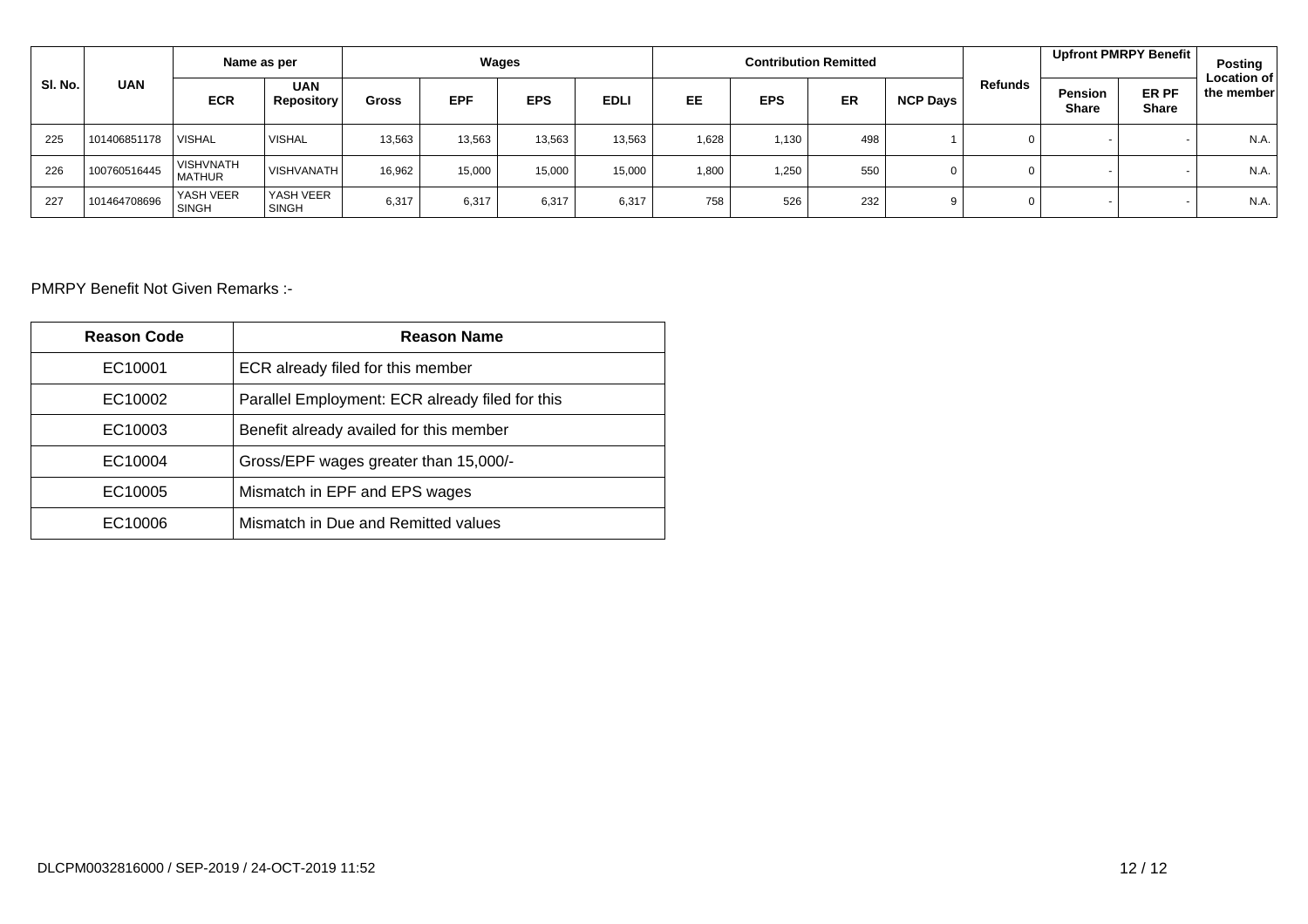| Sl. No. | UAN | Name as per | | Wages | | | | Contribution Remitted | | | | Refunds | Upfront PMRPY Benefit | | Posting Location of the member |
|---|---|---|---|---|---|---|---|---|---|---|---|---|---|---|---|
| | | ECR | UAN Repository | Gross | EPF | EPS | EDLI | EE | EPS | ER | NCP Days | | Pension Share | ER PF Share | |
| 225 | 101406851178 | VISHAL | VISHAL | 13,563 | 13,563 | 13,563 | 13,563 | 1,628 | 1,130 | 498 | 1 | 0 | - | - | N.A. |
| 226 | 100760516445 | VISHVNATH MATHUR | VISHVANATH | 16,962 | 15,000 | 15,000 | 15,000 | 1,800 | 1,250 | 550 | 0 | 0 | - | - | N.A. |
| 227 | 101464708696 | YASH VEER SINGH | YASH VEER SINGH | 6,317 | 6,317 | 6,317 | 6,317 | 758 | 526 | 232 | 9 | 0 | - | - | N.A. |

PMRPY Benefit Not Given Remarks :-

| Reason Code | Reason Name |
|---|---|
| EC10001 | ECR already filed for this member |
| EC10002 | Parallel Employment: ECR already filed for this |
| EC10003 | Benefit already availed for this member |
| EC10004 | Gross/EPF wages greater than 15,000/- |
| EC10005 | Mismatch in EPF and EPS wages |
| EC10006 | Mismatch in Due and Remitted values |

DLCPM0032816000 / SEP-2019 / 24-OCT-2019 11:52